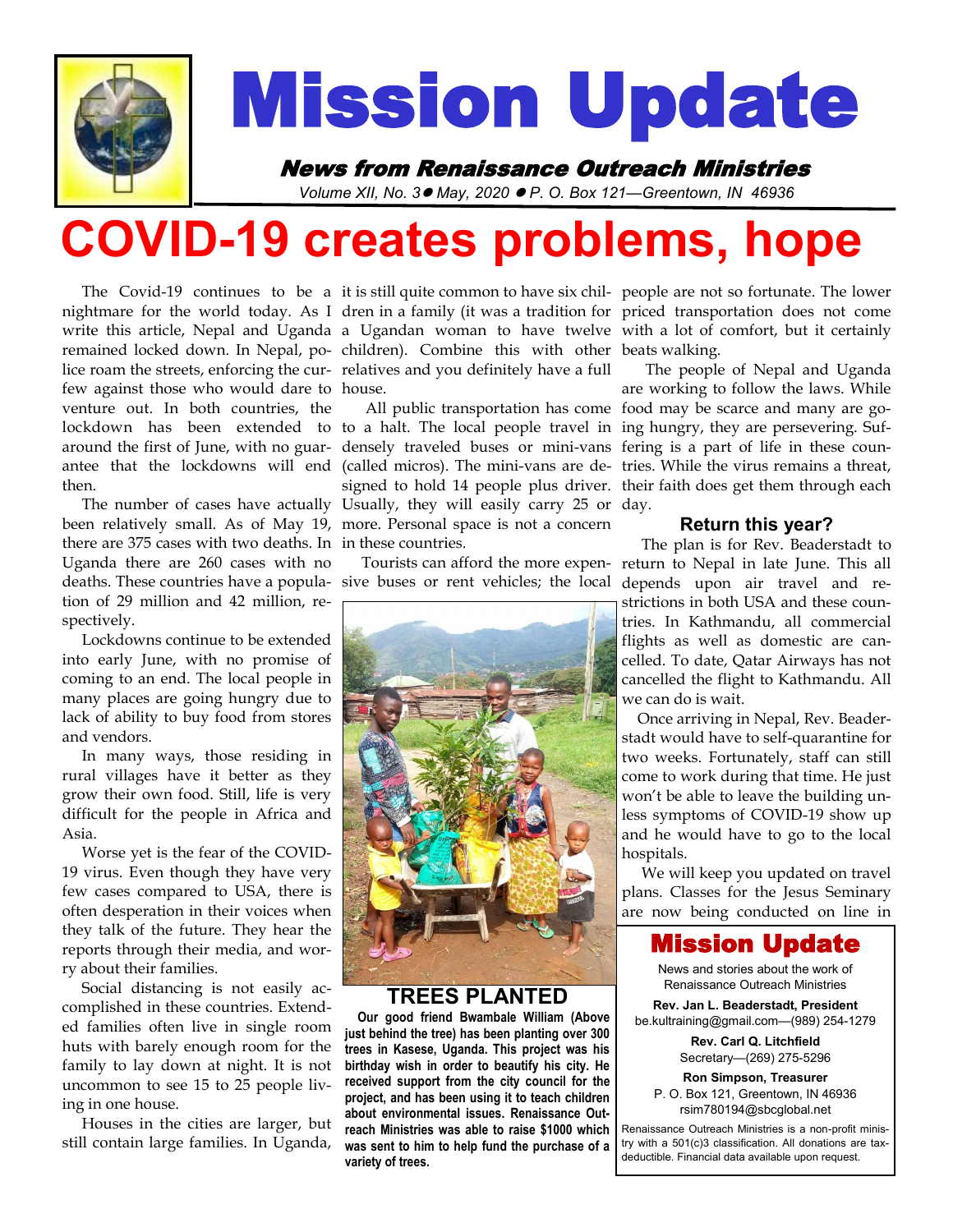# Mission Update

***News from Renaissance Outreach Ministries***

*Volume XII, No. 3 ● May, 2020 ● P. O. Box 121—Greentown, IN 46936*

# COVID-19 creates problems, hope

The Covid-19 continues to be a nightmare for the world today. As I write this article, Nepal and Uganda remained locked down. In Nepal, police roam the streets, enforcing the curfew against those who would dare to venture out. In both countries, the lockdown has been extended to around the first of June, with no guarantee that the lockdowns will end then.

The number of cases have actually been relatively small. As of May 19, there are 375 cases with two deaths. In Uganda there are 260 cases with no deaths. These countries have a population of 29 million and 42 million, respectively.

Lockdowns continue to be extended into early June, with no promise of coming to an end. The local people in many places are going hungry due to lack of ability to buy food from stores and vendors.

In many ways, those residing in rural villages have it better as they grow their own food. Still, life is very difficult for the people in Africa and Asia.

Worse yet is the fear of the COVID-19 virus. Even though they have very few cases compared to USA, there is often desperation in their voices when they talk of the future. They hear the reports through their media, and worry about their families.

Social distancing is not easily accomplished in these countries. Extended families often live in single room huts with barely enough room for the family to lay down at night. It is not uncommon to see 15 to 25 people living in one house.

Houses in the cities are larger, but still contain large families. In Uganda, it is still quite common to have six children in a family (it was a tradition for a Ugandan woman to have twelve children). Combine this with other relatives and you definitely have a full house.

All public transportation has come to a halt. The local people travel in densely traveled buses or mini-vans (called micros). The mini-vans are designed to hold 14 people plus driver. Usually, they will easily carry 25 or more. Personal space is not a concern in these countries.

Tourists can afford the more expensive buses or rent vehicles; the local people are not so fortunate. The lower priced transportation does not come with a lot of comfort, but it certainly beats walking.

The people of Nepal and Uganda are working to follow the laws. While food may be scarce and many are going hungry, they are persevering. Suffering is a part of life in these countries. While the virus remains a threat, their faith does get them through each day.

## TREES PLANTED

**Our good friend Bwambale William (Above just behind the tree) has been planting over 300 trees in Kasese, Uganda. This project was his birthday wish in order to beautify his city. He received support from the city council for the project, and has been using it to teach children about environmental issues. Renaissance Outreach Ministries was able to raise $1000 which was sent to him to help fund the purchase of a variety of trees.**

### Return this year?

The plan is for Rev. Beaderstadt to return to Nepal in late June. This all depends upon air travel and restrictions in both USA and these countries. In Kathmandu, all commercial flights as well as domestic are cancelled. To date, Qatar Airways has not cancelled the flight to Kathmandu. All we can do is wait.

Once arriving in Nepal, Rev. Beaderstadt would have to self-quarantine for two weeks. Fortunately, staff can still come to work during that time. He just won't be able to leave the building unless symptoms of COVID-19 show up and he would have to go to the local hospitals.

We will keep you updated on travel plans. Classes for the Jesus Seminary are now being conducted on line in

## Mission Update

News and stories about the work of Renaissance Outreach Ministries

**Rev. Jan L. Beaderstadt, President**
be.kultraining@gmail.com—(989) 254-1279

**Rev. Carl Q. Litchfield**
Secretary—(269) 275-5296

**Ron Simpson, Treasurer**
P. O. Box 121, Greentown, IN 46936
rsim780194@sbcglobal.net

Renaissance Outreach Ministries is a non-profit ministry with a 501(c)3 classification. All donations are tax-deductible. Financial data available upon request.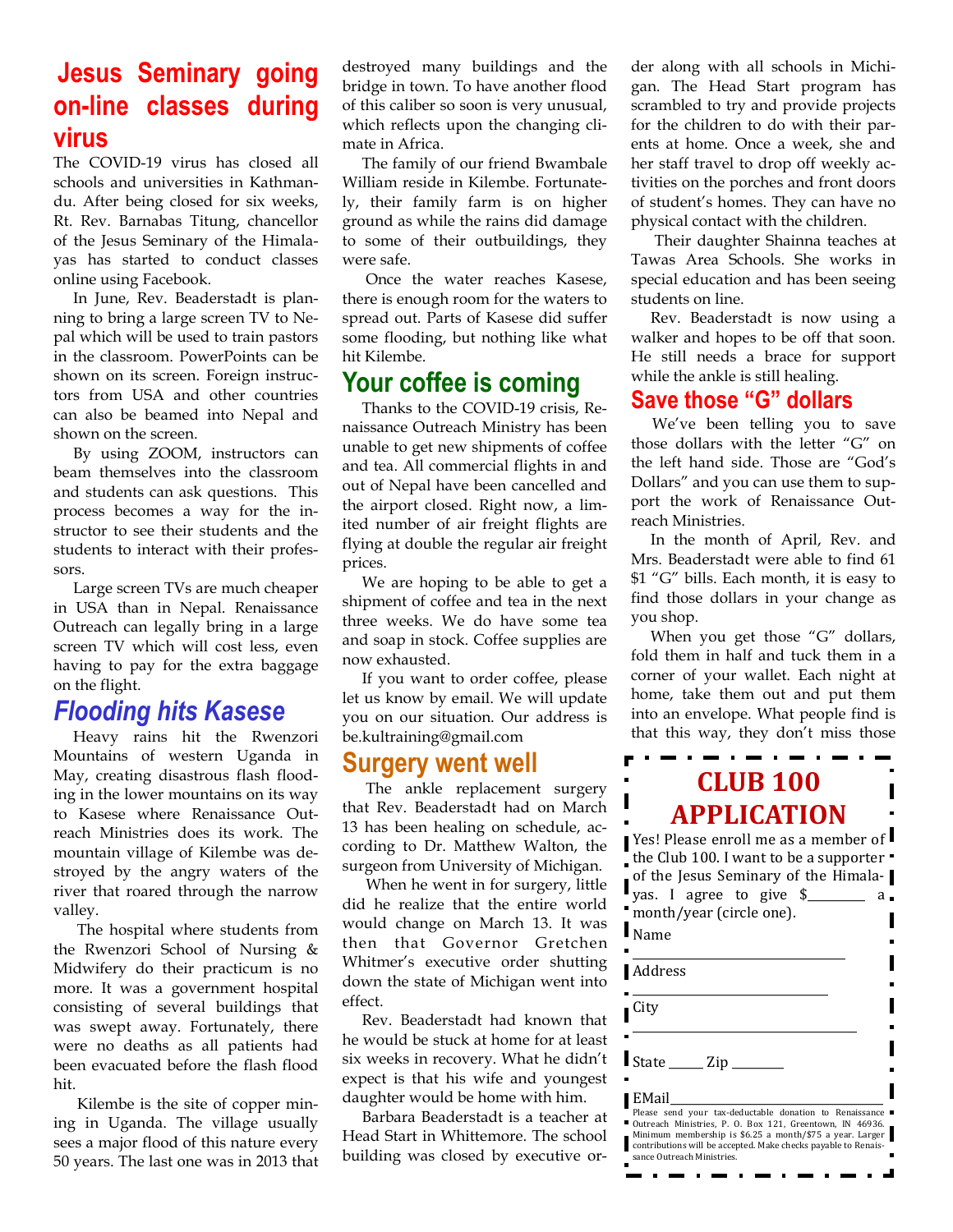## Jesus Seminary going on-line classes during virus

The COVID-19 virus has closed all schools and universities in Kathmandu. After being closed for six weeks, Rt. Rev. Barnabas Titung, chancellor of the Jesus Seminary of the Himalayas has started to conduct classes online using Facebook.

In June, Rev. Beaderstadt is planning to bring a large screen TV to Nepal which will be used to train pastors in the classroom. PowerPoints can be shown on its screen. Foreign instructors from USA and other countries can also be beamed into Nepal and shown on the screen.

By using ZOOM, instructors can beam themselves into the classroom and students can ask questions. This process becomes a way for the instructor to see their students and the students to interact with their professors.

Large screen TVs are much cheaper in USA than in Nepal. Renaissance Outreach can legally bring in a large screen TV which will cost less, even having to pay for the extra baggage on the flight.

## *Flooding hits Kasese*

Heavy rains hit the Rwenzori Mountains of western Uganda in May, creating disastrous flash flooding in the lower mountains on its way to Kasese where Renaissance Outreach Ministries does its work. The mountain village of Kilembe was destroyed by the angry waters of the river that roared through the narrow valley.

The hospital where students from the Rwenzori School of Nursing & Midwifery do their practicum is no more. It was a government hospital consisting of several buildings that was swept away. Fortunately, there were no deaths as all patients had been evacuated before the flash flood hit.

Kilembe is the site of copper mining in Uganda. The village usually sees a major flood of this nature every 50 years. The last one was in 2013 that destroyed many buildings and the bridge in town. To have another flood of this caliber so soon is very unusual, which reflects upon the changing climate in Africa.

The family of our friend Bwambale William reside in Kilembe. Fortunately, their family farm is on higher ground as while the rains did damage to some of their outbuildings, they were safe.

Once the water reaches Kasese, there is enough room for the waters to spread out. Parts of Kasese did suffer some flooding, but nothing like what hit Kilembe.

## Your coffee is coming

Thanks to the COVID-19 crisis, Renaissance Outreach Ministry has been unable to get new shipments of coffee and tea. All commercial flights in and out of Nepal have been cancelled and the airport closed. Right now, a limited number of air freight flights are flying at double the regular air freight prices.

We are hoping to be able to get a shipment of coffee and tea in the next three weeks. We do have some tea and soap in stock. Coffee supplies are now exhausted.

If you want to order coffee, please let us know by email. We will update you on our situation. Our address is be.kultraining@gmail.com

## Surgery went well

The ankle replacement surgery that Rev. Beaderstadt had on March 13 has been healing on schedule, according to Dr. Matthew Walton, the surgeon from University of Michigan.

When he went in for surgery, little did he realize that the entire world would change on March 13. It was then that Governor Gretchen Whitmer's executive order shutting down the state of Michigan went into effect.

Rev. Beaderstadt had known that he would be stuck at home for at least six weeks in recovery. What he didn't expect is that his wife and youngest daughter would be home with him.

Barbara Beaderstadt is a teacher at Head Start in Whittemore. The school building was closed by executive order along with all schools in Michigan. The Head Start program has scrambled to try and provide projects for the children to do with their parents at home. Once a week, she and her staff travel to drop off weekly activities on the porches and front doors of student's homes. They can have no physical contact with the children.

Their daughter Shainna teaches at Tawas Area Schools. She works in special education and has been seeing students on line.

Rev. Beaderstadt is now using a walker and hopes to be off that soon. He still needs a brace for support while the ankle is still healing.

## Save those "G" dollars

We've been telling you to save those dollars with the letter "G" on the left hand side. Those are "God's Dollars" and you can use them to support the work of Renaissance Outreach Ministries.

In the month of April, Rev. and Mrs. Beaderstadt were able to find 61 $1 "G" bills. Each month, it is easy to find those dollars in your change as you shop.

When you get those "G" dollars, fold them in half and tuck them in a corner of your wallet. Each night at home, take them out and put them into an envelope. What people find is that this way, they don't miss those

## CLUB 100 APPLICATION

Yes! Please enroll me as a member of the Club 100. I want to be a supporter of the Jesus Seminary of the Himalayas. I agree to give $________ a month/year (circle one).

Name ______________________________

Address ______________________________

City ______________________________

State _____ Zip ________

EMail ______________________________

Please send your tax-deductable donation to Renaissance Outreach Ministries, P. O. Box 121, Greentown, IN 46936. Minimum membership is $6.25 a month/$75 a year. Larger contributions will be accepted. Make checks payable to Renaissance Outreach Ministries.